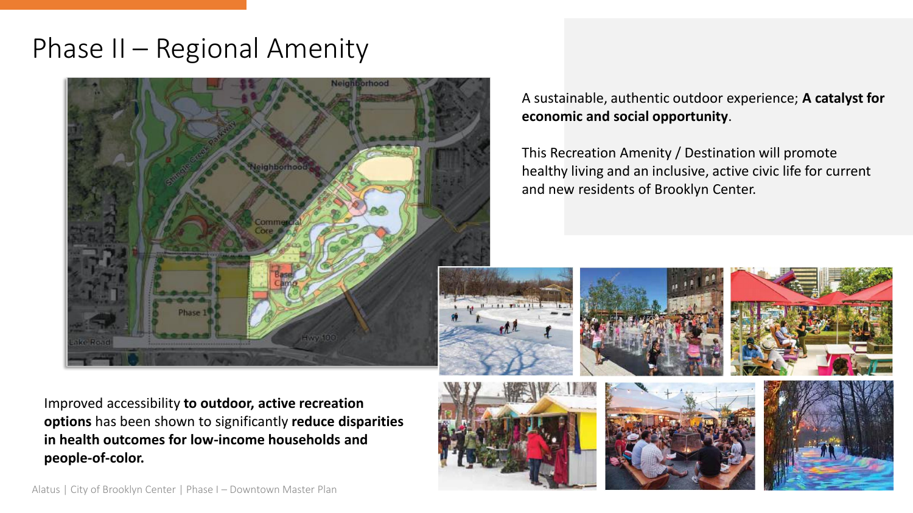# Phase II – Regional Amenity

A sustainable, authentic outdoor experience; **A catalyst for economic and social opportunity**.

This Recreation Amenity / Destination will promote healthy living and an inclusive, active civic life for current and new residents of Brooklyn Center.

Improved accessibility **to outdoor, active recreation options** has been shown to significantly **reduce disparities in health outcomes for low-income households and people-of-color.**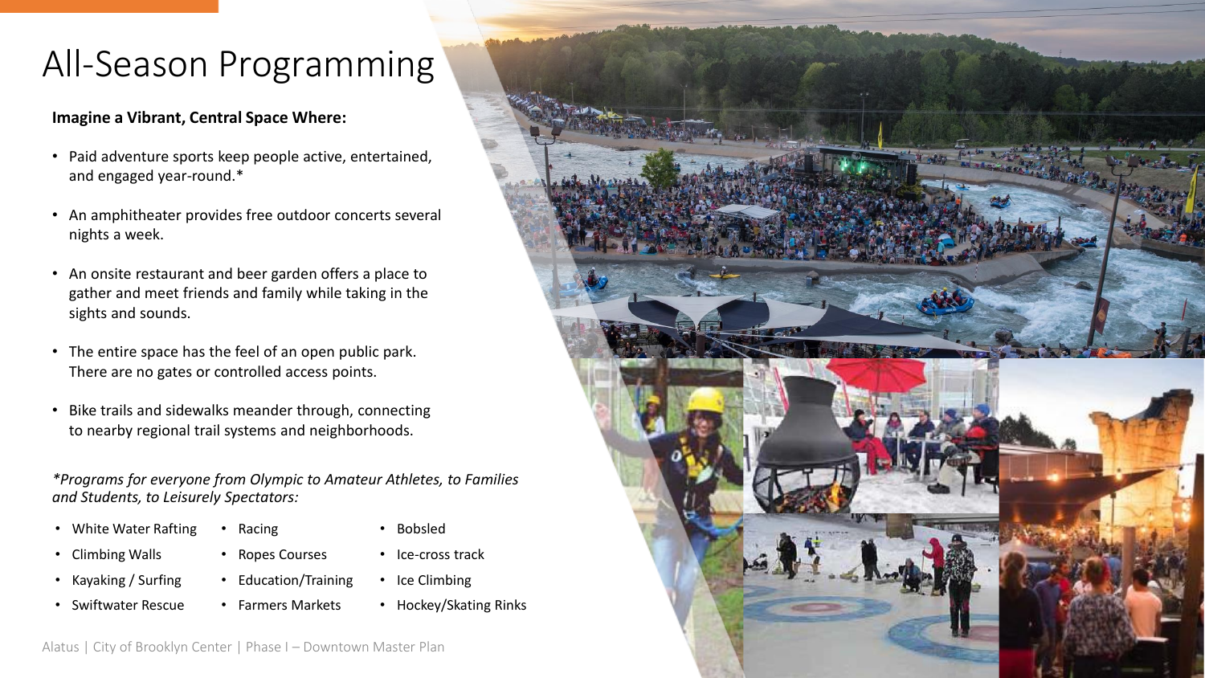# All-Season Programming

**Imagine a Vibrant, Central Space Where:**

- Paid adventure sports keep people active, entertained, and engaged year-round.*
- An amphitheater provides free outdoor concerts several nights a week.
- An onsite restaurant and beer garden offers a place to gather and meet friends and family while taking in the sights and sounds.
- The entire space has the feel of an open public park. There are no gates or controlled access points.
- Bike trails and sidewalks meander through, connecting to nearby regional trail systems and neighborhoods.

*\*Programs for everyone from Olympic to Amateur Athletes, to Families and Students, to Leisurely Spectators:*

- White Water Rafting
- Climbing Walls
- Kayaking / Surfing
- Swiftwater Rescue
- Racing
- Ropes Courses
- Education/Training
- Farmers Markets
- Bobsled
- Ice-cross track
- Ice Climbing
- Hockey/Skating Rinks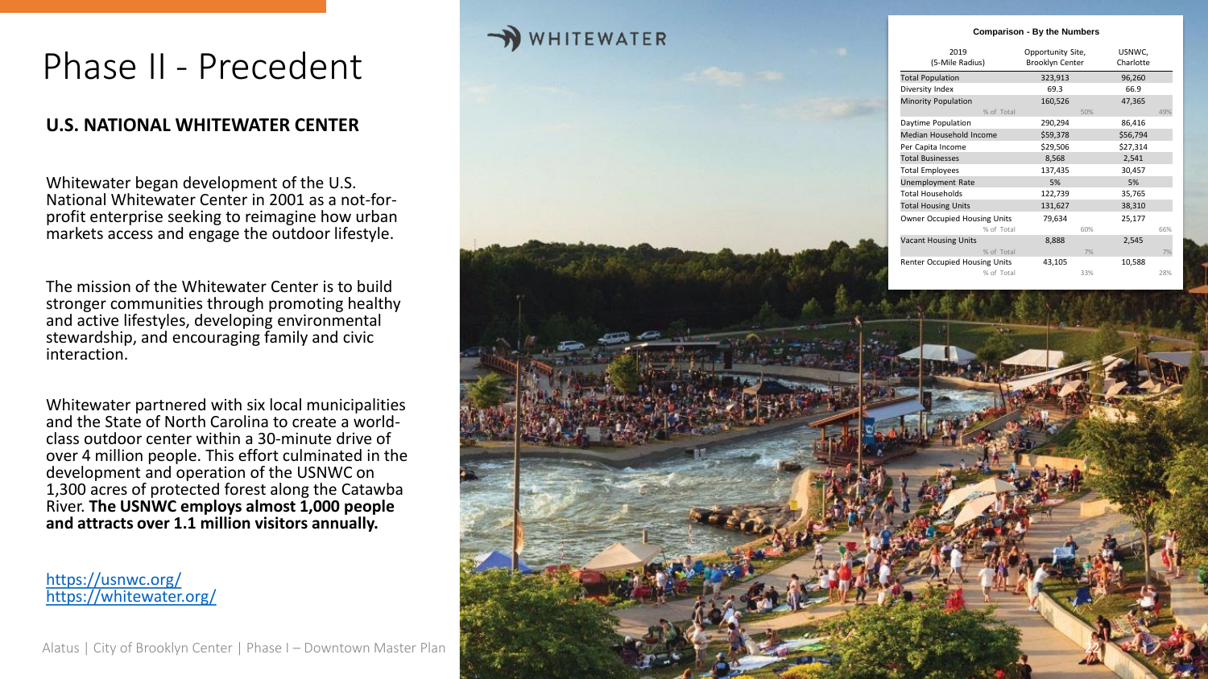# Phase II - Precedent

**U.S. NATIONAL WHITEWATER CENTER**

Whitewater began development of the U.S. National Whitewater Center in 2001 as a not-for-profit enterprise seeking to reimagine how urban markets access and engage the outdoor lifestyle.

The mission of the Whitewater Center is to build stronger communities through promoting healthy and active lifestyles, developing environmental stewardship, and encouraging family and civic interaction.

Whitewater partnered with six local municipalities and the State of North Carolina to create a world-class outdoor center within a 30-minute drive of over 4 million people. This effort culminated in the development and operation of the USNWC on 1,300 acres of protected forest along the Catawba River. **The USNWC employs almost 1,000 people and attracts over 1.1 million visitors annually.**

https://usnwc.org/
https://whitewater.org/

WHITEWATER

**Comparison - By the Numbers**

| 2019 (5-Mile Radius) | Opportunity Site, Brooklyn Center | | USNWC, Charlotte | |
|---|---|---|---|---|
| Total Population | 323,913 | | 96,260 | |
| Diversity Index | 69.3 | | 66.9 | |
| Minority Population | 160,526 | | 47,365 | |
| % of Total | | 50% | | 49% |
| Daytime Population | 290,294 | | 86,416 | |
| Median Household Income | $59,378 | | $56,794 | |
| Per Capita Income | $29,506 | | $27,314 | |
| Total Businesses | 8,568 | | 2,541 | |
| Total Employees | 137,435 | | 30,457 | |
| Unemployment Rate | 5% | | 5% | |
| Total Households | 122,739 | | 35,765 | |
| Total Housing Units | 131,627 | | 38,310 | |
| Owner Occupied Housing Units | 79,634 | | 25,177 | |
| % of Total | | 60% | | 66% |
| Vacant Housing Units | 8,888 | | 2,545 | |
| % of Total | | 7% | | 7% |
| Renter Occupied Housing Units | 43,105 | | 10,588 | |
| % of Total | | 33% | | 28% |